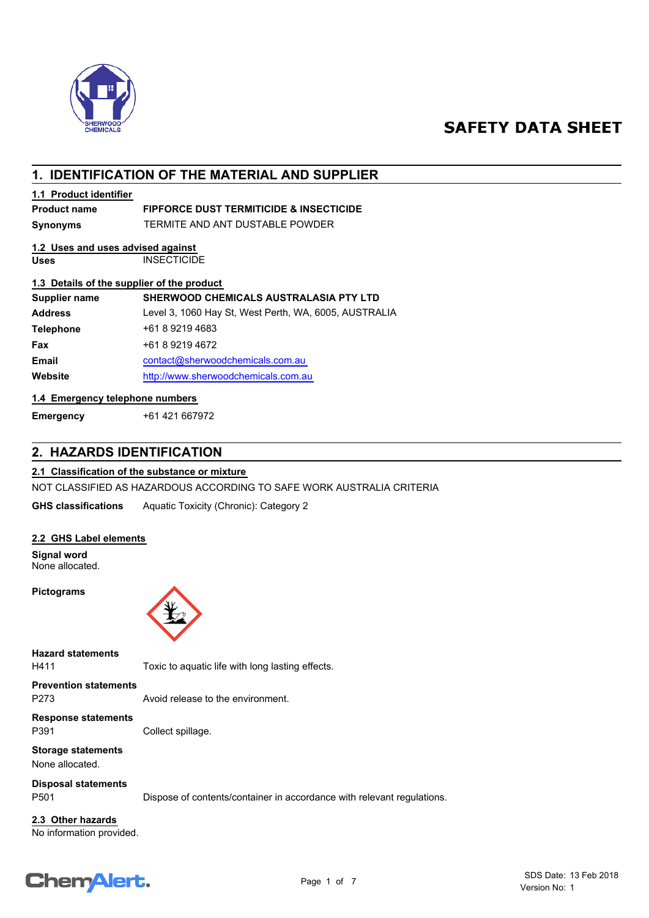# SAFETY DATA SHEET

## 1. IDENTIFICATION OF THE MATERIAL AND SUPPLIER

### 1.1 Product identifier

| | |
|---|---|
| **Product name** | **FIPFORCE DUST TERMITICIDE & INSECTICIDE** |
| **Synonyms** | TERMITE AND ANT DUSTABLE POWDER |

### 1.2 Uses and uses advised against

| | |
|---|---|
| **Uses** | INSECTICIDE |

### 1.3 Details of the supplier of the product

| | |
|---|---|
| **Supplier name** | **SHERWOOD CHEMICALS AUSTRALASIA PTY LTD** |
| **Address** | Level 3, 1060 Hay St, West Perth, WA, 6005, AUSTRALIA |
| **Telephone** | +61 8 9219 4683 |
| **Fax** | +61 8 9219 4672 |
| **Email** | contact@sherwoodchemicals.com.au |
| **Website** | http://www.sherwoodchemicals.com.au |

### 1.4 Emergency telephone numbers

| | |
|---|---|
| **Emergency** | +61 421 667972 |

## 2. HAZARDS IDENTIFICATION

### 2.1 Classification of the substance or mixture

NOT CLASSIFIED AS HAZARDOUS ACCORDING TO SAFE WORK AUSTRALIA CRITERIA

**GHS classifications** Aquatic Toxicity (Chronic): Category 2

### 2.2 GHS Label elements

**Signal word**
None allocated.

**Pictograms**

**Hazard statements**
H411 Toxic to aquatic life with long lasting effects.

**Prevention statements**
P273 Avoid release to the environment.

**Response statements**
P391 Collect spillage.

**Storage statements**
None allocated.

**Disposal statements**
P501 Dispose of contents/container in accordance with relevant regulations.

### 2.3 Other hazards

No information provided.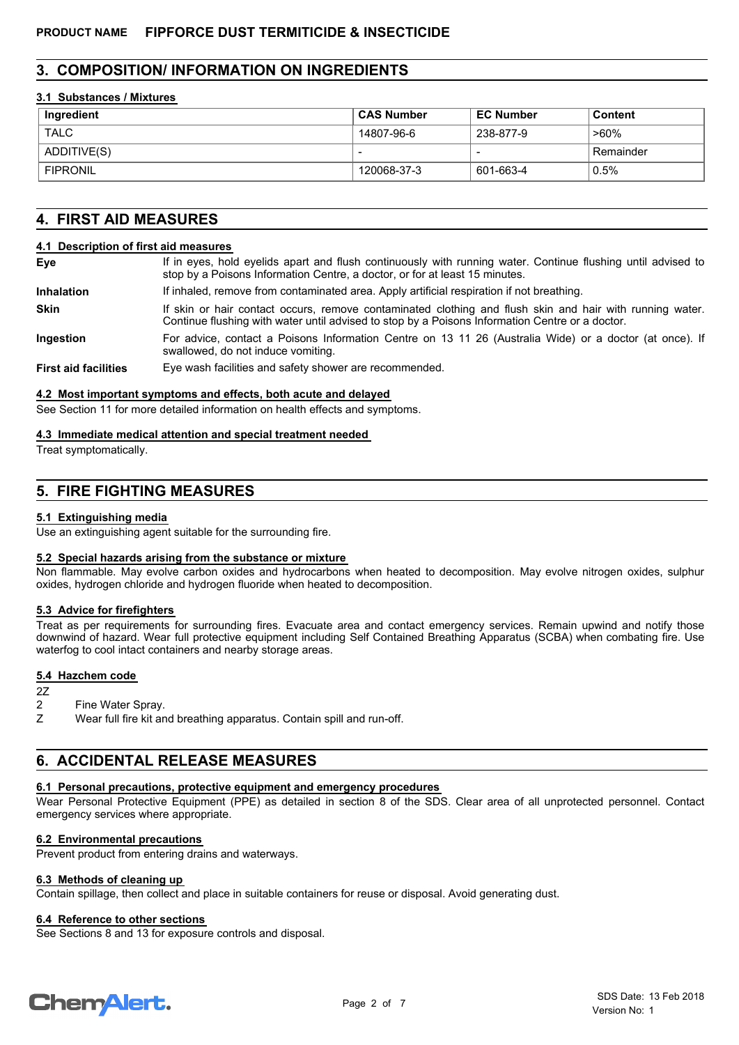## 3. COMPOSITION/ INFORMATION ON INGREDIENTS

### 3.1 Substances / Mixtures

| Ingredient | CAS Number | EC Number | Content |
|---|---|---|---|
| TALC | 14807-96-6 | 238-877-9 | >60% |
| ADDITIVE(S) | - | - | Remainder |
| FIPRONIL | 120068-37-3 | 601-663-4 | 0.5% |

## 4. FIRST AID MEASURES

### 4.1 Description of first aid measures

**Eye** If in eyes, hold eyelids apart and flush continuously with running water. Continue flushing until advised to stop by a Poisons Information Centre, a doctor, or for at least 15 minutes.

**Inhalation** If inhaled, remove from contaminated area. Apply artificial respiration if not breathing.

**Skin** If skin or hair contact occurs, remove contaminated clothing and flush skin and hair with running water. Continue flushing with water until advised to stop by a Poisons Information Centre or a doctor.

**Ingestion** For advice, contact a Poisons Information Centre on 13 11 26 (Australia Wide) or a doctor (at once). If swallowed, do not induce vomiting.

**First aid facilities** Eye wash facilities and safety shower are recommended.

### 4.2 Most important symptoms and effects, both acute and delayed

See Section 11 for more detailed information on health effects and symptoms.

### 4.3 Immediate medical attention and special treatment needed

Treat symptomatically.

## 5. FIRE FIGHTING MEASURES

### 5.1 Extinguishing media

Use an extinguishing agent suitable for the surrounding fire.

### 5.2 Special hazards arising from the substance or mixture

Non flammable. May evolve carbon oxides and hydrocarbons when heated to decomposition. May evolve nitrogen oxides, sulphur oxides, hydrogen chloride and hydrogen fluoride when heated to decomposition.

### 5.3 Advice for firefighters

Treat as per requirements for surrounding fires. Evacuate area and contact emergency services. Remain upwind and notify those downwind of hazard. Wear full protective equipment including Self Contained Breathing Apparatus (SCBA) when combating fire. Use waterfog to cool intact containers and nearby storage areas.

### 5.4 Hazchem code

2Z

2 Fine Water Spray.

Z Wear full fire kit and breathing apparatus. Contain spill and run-off.

## 6. ACCIDENTAL RELEASE MEASURES

### 6.1 Personal precautions, protective equipment and emergency procedures

Wear Personal Protective Equipment (PPE) as detailed in section 8 of the SDS. Clear area of all unprotected personnel. Contact emergency services where appropriate.

### 6.2 Environmental precautions

Prevent product from entering drains and waterways.

### 6.3 Methods of cleaning up

Contain spillage, then collect and place in suitable containers for reuse or disposal. Avoid generating dust.

### 6.4 Reference to other sections

See Sections 8 and 13 for exposure controls and disposal.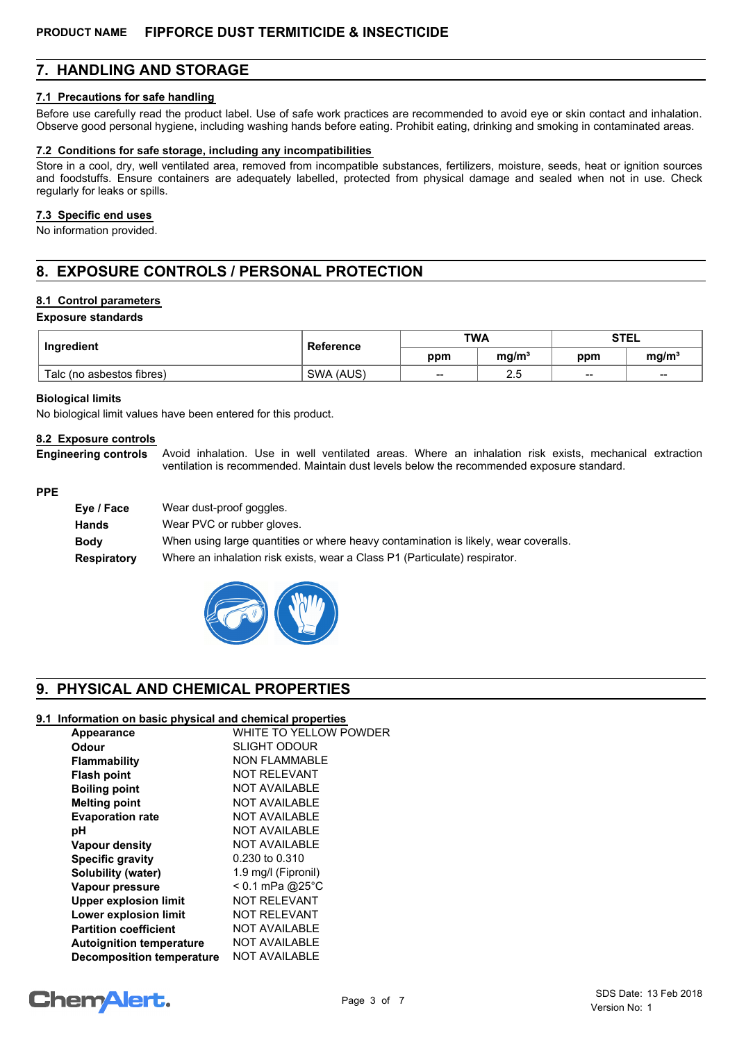**PRODUCT NAME FIPFORCE DUST TERMITICIDE & INSECTICIDE**

## 7. HANDLING AND STORAGE

### 7.1 Precautions for safe handling

Before use carefully read the product label. Use of safe work practices are recommended to avoid eye or skin contact and inhalation. Observe good personal hygiene, including washing hands before eating. Prohibit eating, drinking and smoking in contaminated areas.

### 7.2 Conditions for safe storage, including any incompatibilities

Store in a cool, dry, well ventilated area, removed from incompatible substances, fertilizers, moisture, seeds, heat or ignition sources and foodstuffs. Ensure containers are adequately labelled, protected from physical damage and sealed when not in use. Check regularly for leaks or spills.

### 7.3 Specific end uses

No information provided.

## 8. EXPOSURE CONTROLS / PERSONAL PROTECTION

### 8.1 Control parameters

**Exposure standards**

| Ingredient | Reference | TWA | | STEL | |
|---|---|---|---|---|---|
| | | ppm | mg/m³ | ppm | mg/m³ |
| Talc (no asbestos fibres) | SWA (AUS) | -- | 2.5 | -- | -- |

**Biological limits**

No biological limit values have been entered for this product.

### 8.2 Exposure controls

**Engineering controls** Avoid inhalation. Use in well ventilated areas. Where an inhalation risk exists, mechanical extraction ventilation is recommended. Maintain dust levels below the recommended exposure standard.

**PPE**

- **Eye / Face** Wear dust-proof goggles.
- **Hands** Wear PVC or rubber gloves.
- **Body** When using large quantities or where heavy contamination is likely, wear coveralls.
- **Respiratory** Where an inhalation risk exists, wear a Class P1 (Particulate) respirator.

## 9. PHYSICAL AND CHEMICAL PROPERTIES

### 9.1 Information on basic physical and chemical properties

| | |
|---|---|
| **Appearance** | WHITE TO YELLOW POWDER |
| **Odour** | SLIGHT ODOUR |
| **Flammability** | NON FLAMMABLE |
| **Flash point** | NOT RELEVANT |
| **Boiling point** | NOT AVAILABLE |
| **Melting point** | NOT AVAILABLE |
| **Evaporation rate** | NOT AVAILABLE |
| **pH** | NOT AVAILABLE |
| **Vapour density** | NOT AVAILABLE |
| **Specific gravity** | 0.230 to 0.310 |
| **Solubility (water)** | 1.9 mg/l (Fipronil) |
| **Vapour pressure** | < 0.1 mPa @25°C |
| **Upper explosion limit** | NOT RELEVANT |
| **Lower explosion limit** | NOT RELEVANT |
| **Partition coefficient** | NOT AVAILABLE |
| **Autoignition temperature** | NOT AVAILABLE |
| **Decomposition temperature** | NOT AVAILABLE |

SDS Date: 13 Feb 2018
Version No: 1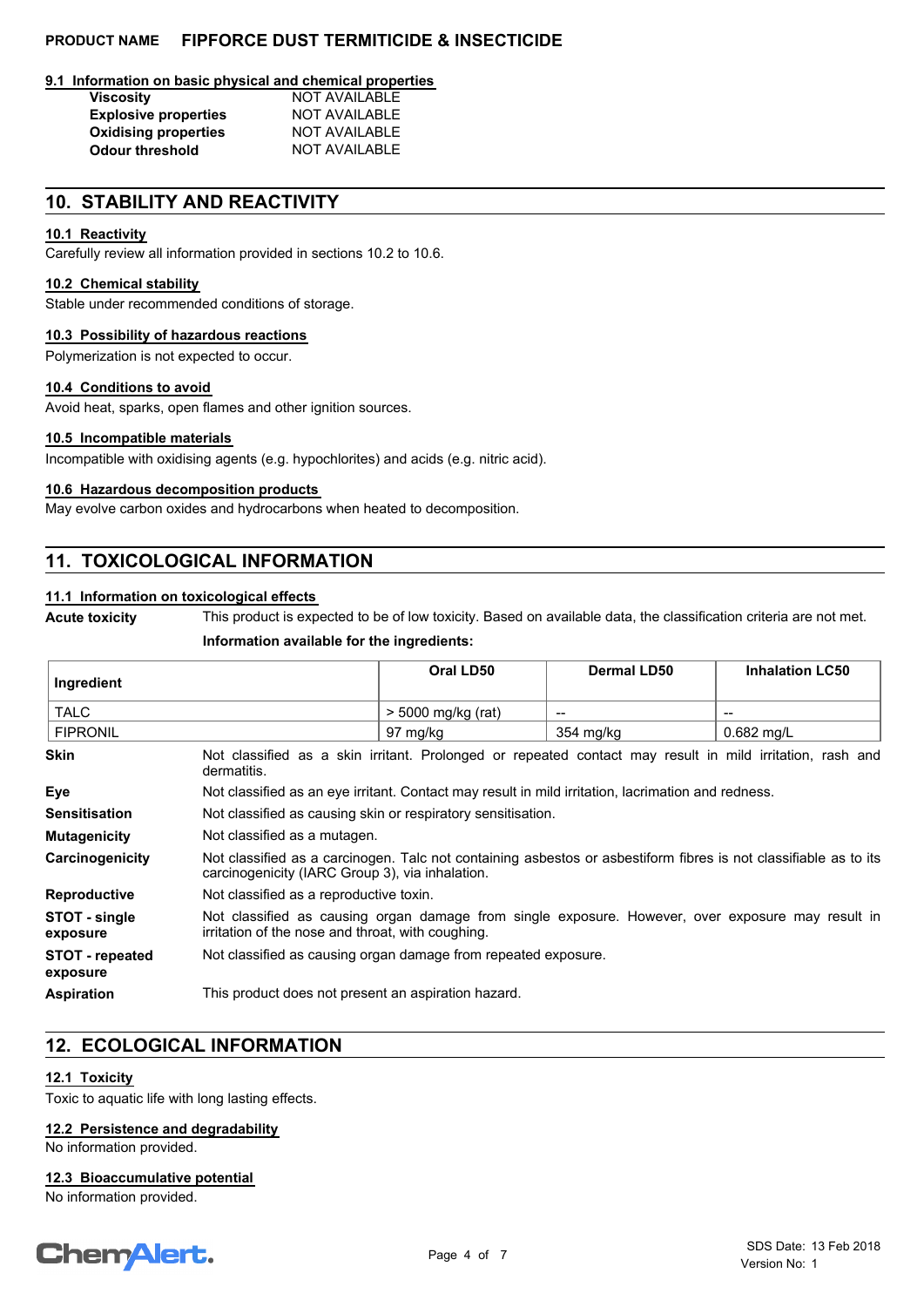### 9.1 Information on basic physical and chemical properties

| | |
|---|---|
| **Viscosity** | NOT AVAILABLE |
| **Explosive properties** | NOT AVAILABLE |
| **Oxidising properties** | NOT AVAILABLE |
| **Odour threshold** | NOT AVAILABLE |

## 10. STABILITY AND REACTIVITY

### 10.1 Reactivity

Carefully review all information provided in sections 10.2 to 10.6.

### 10.2 Chemical stability

Stable under recommended conditions of storage.

### 10.3 Possibility of hazardous reactions

Polymerization is not expected to occur.

### 10.4 Conditions to avoid

Avoid heat, sparks, open flames and other ignition sources.

### 10.5 Incompatible materials

Incompatible with oxidising agents (e.g. hypochlorites) and acids (e.g. nitric acid).

### 10.6 Hazardous decomposition products

May evolve carbon oxides and hydrocarbons when heated to decomposition.

## 11. TOXICOLOGICAL INFORMATION

### 11.1 Information on toxicological effects

**Acute toxicity** This product is expected to be of low toxicity. Based on available data, the classification criteria are not met.

**Information available for the ingredients:**

| Ingredient | Oral LD50 | Dermal LD50 | Inhalation LC50 |
|---|---|---|---|
| TALC | > 5000 mg/kg (rat) | -- | -- |
| FIPRONIL | 97 mg/kg | 354 mg/kg | 0.682 mg/L |

**Skin** Not classified as a skin irritant. Prolonged or repeated contact may result in mild irritation, rash and dermatitis.

**Eye** Not classified as an eye irritant. Contact may result in mild irritation, lacrimation and redness.

**Sensitisation** Not classified as causing skin or respiratory sensitisation.

**Mutagenicity** Not classified as a mutagen.

**Carcinogenicity** Not classified as a carcinogen. Talc not containing asbestos or asbestiform fibres is not classifiable as to its carcinogenicity (IARC Group 3), via inhalation.

**Reproductive** Not classified as a reproductive toxin.

**STOT - single exposure** Not classified as causing organ damage from single exposure. However, over exposure may result in irritation of the nose and throat, with coughing.

**STOT - repeated exposure** Not classified as causing organ damage from repeated exposure.

**Aspiration** This product does not present an aspiration hazard.

## 12. ECOLOGICAL INFORMATION

### 12.1 Toxicity

Toxic to aquatic life with long lasting effects.

### 12.2 Persistence and degradability

No information provided.

### 12.3 Bioaccumulative potential

No information provided.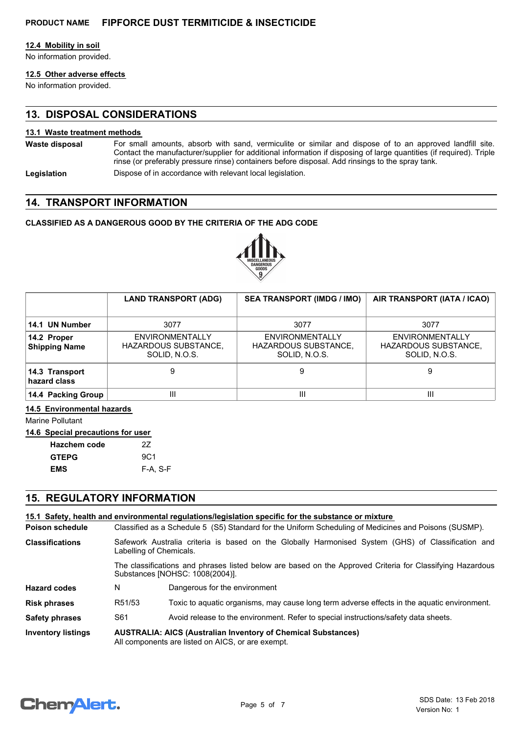**PRODUCT NAME FIPFORCE DUST TERMITICIDE & INSECTICIDE**

### 12.4 Mobility in soil

No information provided.

### 12.5 Other adverse effects

No information provided.

## 13. DISPOSAL CONSIDERATIONS

### 13.1 Waste treatment methods

**Waste disposal** For small amounts, absorb with sand, vermiculite or similar and dispose of to an approved landfill site. Contact the manufacturer/supplier for additional information if disposing of large quantities (if required). Triple rinse (or preferably pressure rinse) containers before disposal. Add rinsings to the spray tank.

**Legislation** Dispose of in accordance with relevant local legislation.

## 14. TRANSPORT INFORMATION

**CLASSIFIED AS A DANGEROUS GOOD BY THE CRITERIA OF THE ADG CODE**

| | LAND TRANSPORT (ADG) | SEA TRANSPORT (IMDG / IMO) | AIR TRANSPORT (IATA / ICAO) |
|---|---|---|---|
| **14.1 UN Number** | 3077 | 3077 | 3077 |
| **14.2 Proper Shipping Name** | ENVIRONMENTALLY HAZARDOUS SUBSTANCE, SOLID, N.O.S. | ENVIRONMENTALLY HAZARDOUS SUBSTANCE, SOLID, N.O.S. | ENVIRONMENTALLY HAZARDOUS SUBSTANCE, SOLID, N.O.S. |
| **14.3 Transport hazard class** | 9 | 9 | 9 |
| **14.4 Packing Group** | III | III | III |

### 14.5 Environmental hazards

Marine Pollutant

### 14.6 Special precautions for user

**Hazchem code** 2Z
**GTEPG** 9C1
**EMS** F-A, S-F

## 15. REGULATORY INFORMATION

### 15.1 Safety, health and environmental regulations/legislation specific for the substance or mixture

**Poison schedule** Classified as a Schedule 5 (S5) Standard for the Uniform Scheduling of Medicines and Poisons (SUSMP).

**Classifications** Safework Australia criteria is based on the Globally Harmonised System (GHS) of Classification and Labelling of Chemicals.

The classifications and phrases listed below are based on the Approved Criteria for Classifying Hazardous Substances [NOHSC: 1008(2004)].

**Hazard codes** N Dangerous for the environment

**Risk phrases** R51/53 Toxic to aquatic organisms, may cause long term adverse effects in the aquatic environment.

**Safety phrases** S61 Avoid release to the environment. Refer to special instructions/safety data sheets.

**Inventory listings** **AUSTRALIA: AICS (Australian Inventory of Chemical Substances)**
All components are listed on AICS, or are exempt.

SDS Date: 13 Feb 2018
Version No: 1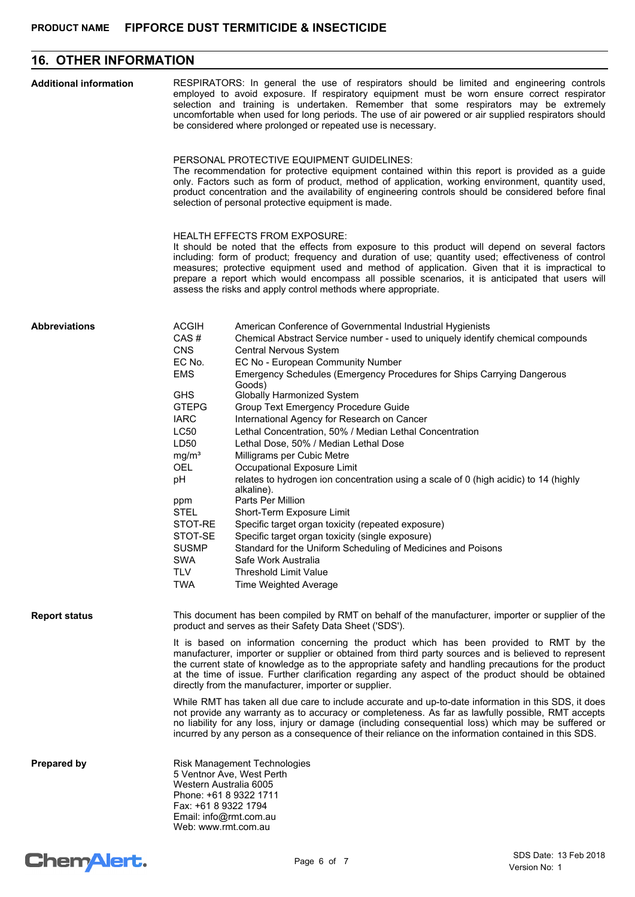## 16. OTHER INFORMATION

**Additional information**

RESPIRATORS: In general the use of respirators should be limited and engineering controls employed to avoid exposure. If respiratory equipment must be worn ensure correct respirator selection and training is undertaken. Remember that some respirators may be extremely uncomfortable when used for long periods. The use of air powered or air supplied respirators should be considered where prolonged or repeated use is necessary.

PERSONAL PROTECTIVE EQUIPMENT GUIDELINES:
The recommendation for protective equipment contained within this report is provided as a guide only. Factors such as form of product, method of application, working environment, quantity used, product concentration and the availability of engineering controls should be considered before final selection of personal protective equipment is made.

HEALTH EFFECTS FROM EXPOSURE:
It should be noted that the effects from exposure to this product will depend on several factors including: form of product; frequency and duration of use; quantity used; effectiveness of control measures; protective equipment used and method of application. Given that it is impractical to prepare a report which would encompass all possible scenarios, it is anticipated that users will assess the risks and apply control methods where appropriate.

**Abbreviations**

| Abbreviation | Meaning |
|---|---|
| ACGIH | American Conference of Governmental Industrial Hygienists |
| CAS # | Chemical Abstract Service number - used to uniquely identify chemical compounds |
| CNS | Central Nervous System |
| EC No. | EC No - European Community Number |
| EMS | Emergency Schedules (Emergency Procedures for Ships Carrying Dangerous Goods) |
| GHS | Globally Harmonized System |
| GTEPG | Group Text Emergency Procedure Guide |
| IARC | International Agency for Research on Cancer |
| LC50 | Lethal Concentration, 50% / Median Lethal Concentration |
| LD50 | Lethal Dose, 50% / Median Lethal Dose |
| $mg/m^3$ | Milligrams per Cubic Metre |
| OEL | Occupational Exposure Limit |
| pH | relates to hydrogen ion concentration using a scale of 0 (high acidic) to 14 (highly alkaline). |
| ppm | Parts Per Million |
| STEL | Short-Term Exposure Limit |
| STOT-RE | Specific target organ toxicity (repeated exposure) |
| STOT-SE | Specific target organ toxicity (single exposure) |
| SUSMP | Standard for the Uniform Scheduling of Medicines and Poisons |
| SWA | Safe Work Australia |
| TLV | Threshold Limit Value |
| TWA | Time Weighted Average |

**Report status**

This document has been compiled by RMT on behalf of the manufacturer, importer or supplier of the product and serves as their Safety Data Sheet ('SDS').

It is based on information concerning the product which has been provided to RMT by the manufacturer, importer or supplier or obtained from third party sources and is believed to represent the current state of knowledge as to the appropriate safety and handling precautions for the product at the time of issue. Further clarification regarding any aspect of the product should be obtained directly from the manufacturer, importer or supplier.

While RMT has taken all due care to include accurate and up-to-date information in this SDS, it does not provide any warranty as to accuracy or completeness. As far as lawfully possible, RMT accepts no liability for any loss, injury or damage (including consequential loss) which may be suffered or incurred by any person as a consequence of their reliance on the information contained in this SDS.

**Prepared by**

Risk Management Technologies
5 Ventnor Ave, West Perth
Western Australia 6005
Phone: +61 8 9322 1711
Fax: +61 8 9322 1794
Email: info@rmt.com.au
Web: www.rmt.com.au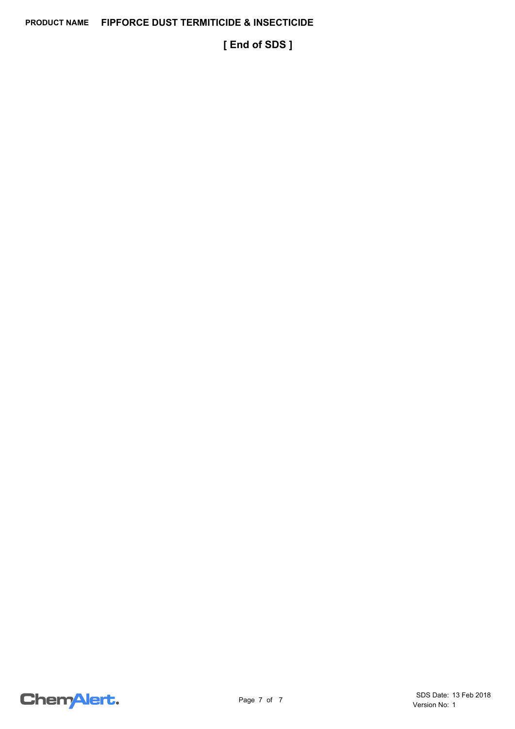**[ End of SDS ]**